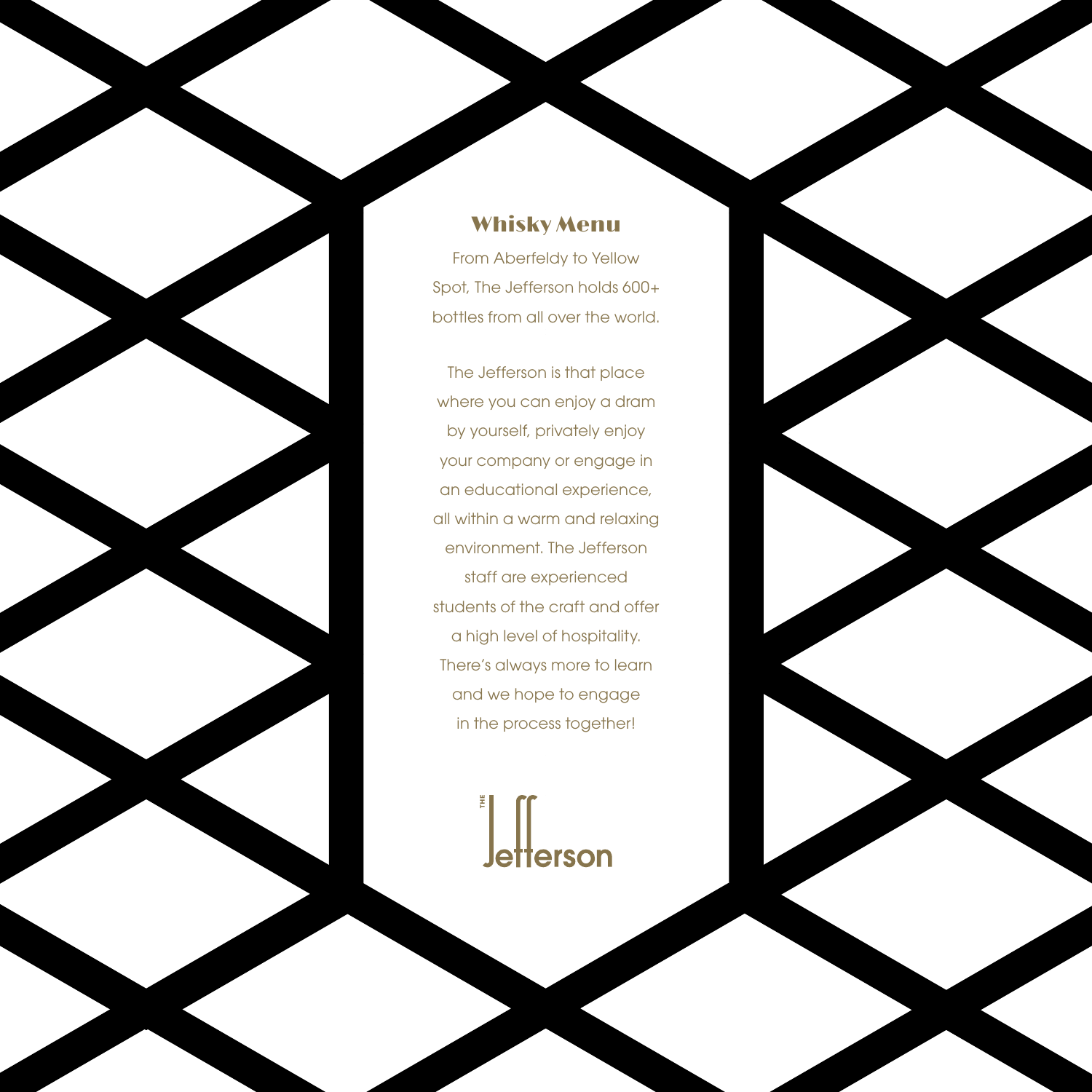# Whisky Menu

From Aberfeldy to Yellow Spot, The Jefferson holds 600+ bottles from all over the world.

The Jefferson is that place where you can enjoy a dram by yourself, privately enjoy your company or engage in an educational experience, all within a warm and relaxing environment. The Jefferson staff are experienced students of the craft and offer a high level of hospitality. There's always more to learn and we hope to engage in the process together!

THE Jefferson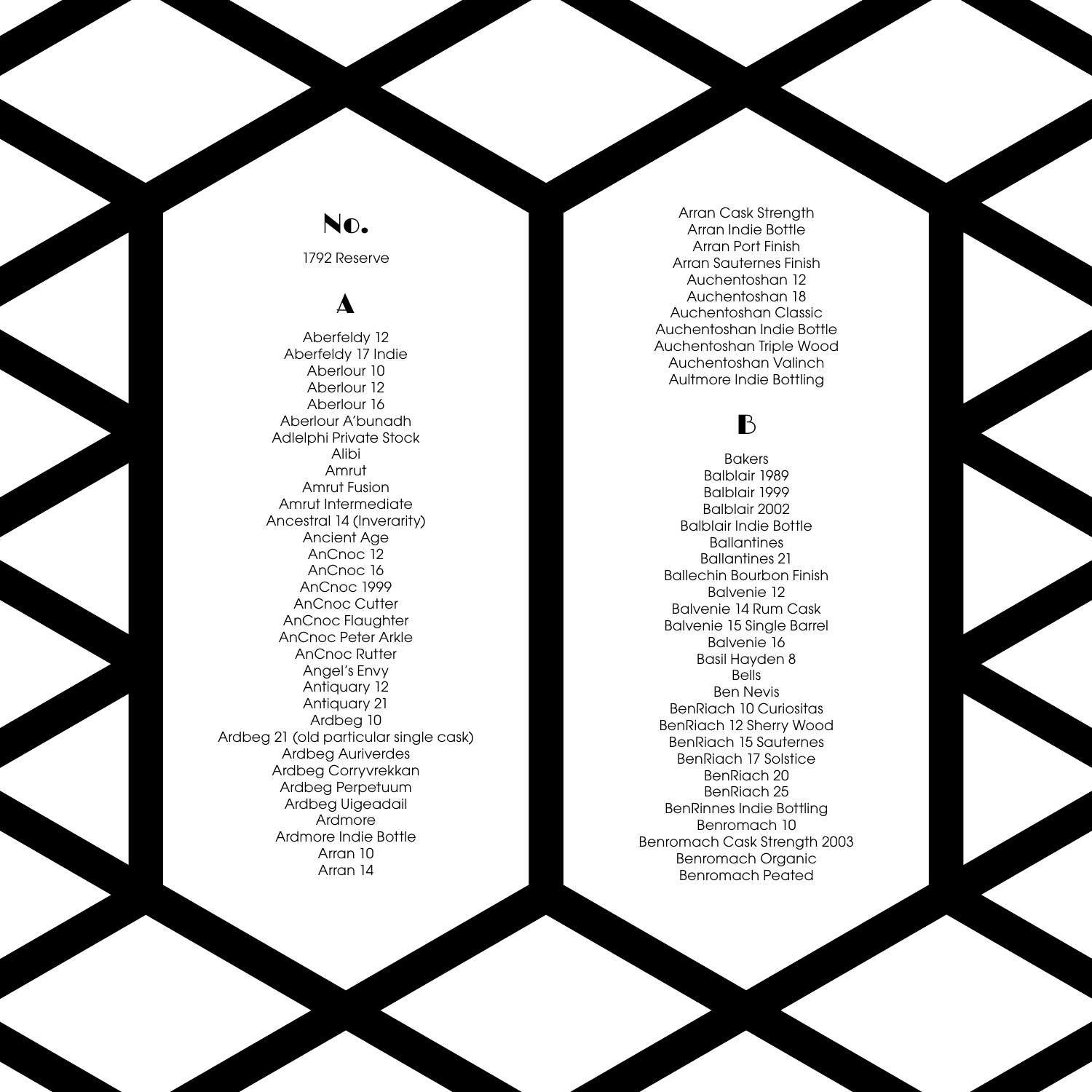## No.

1792 Reserve

## A

Aberfeldy 12
Aberfeldy 17 Indie
Aberlour 10
Aberlour 12
Aberlour 16
Aberlour A'bunadh
Adlelphi Private Stock
Alibi
Amrut
Amrut Fusion
Amrut Intermediate
Ancestral 14 (Inverarity)
Ancient Age
AnCnoc 12
AnCnoc 16
AnCnoc 1999
AnCnoc Cutter
AnCnoc Flaughter
AnCnoc Peter Arkle
AnCnoc Rutter
Angel's Envy
Antiquary 12
Antiquary 21
Ardbeg 10
Ardbeg 21 (old particular single cask)
Ardbeg Auriverdes
Ardbeg Corryvrekkan
Ardbeg Perpetuum
Ardbeg Uigeadail
Ardmore
Ardmore Indie Bottle
Arran 10
Arran 14
Arran Cask Strength
Arran Indie Bottle
Arran Port Finish
Arran Sauternes Finish
Auchentoshan 12
Auchentoshan 18
Auchentoshan Classic
Auchentoshan Indie Bottle
Auchentoshan Triple Wood
Auchentoshan Valinch
Aultmore Indie Bottling

## B

Bakers
Balblair 1989
Balblair 1999
Balblair 2002
Balblair Indie Bottle
Ballantines
Ballantines 21
Ballechin Bourbon Finish
Balvenie 12
Balvenie 14 Rum Cask
Balvenie 15 Single Barrel
Balvenie 16
Basil Hayden 8
Bells
Ben Nevis
BenRiach 10 Curiositas
BenRiach 12 Sherry Wood
BenRiach 15 Sauternes
BenRiach 17 Solstice
BenRiach 20
BenRiach 25
BenRinnes Indie Bottling
Benromach 10
Benromach Cask Strength 2003
Benromach Organic
Benromach Peated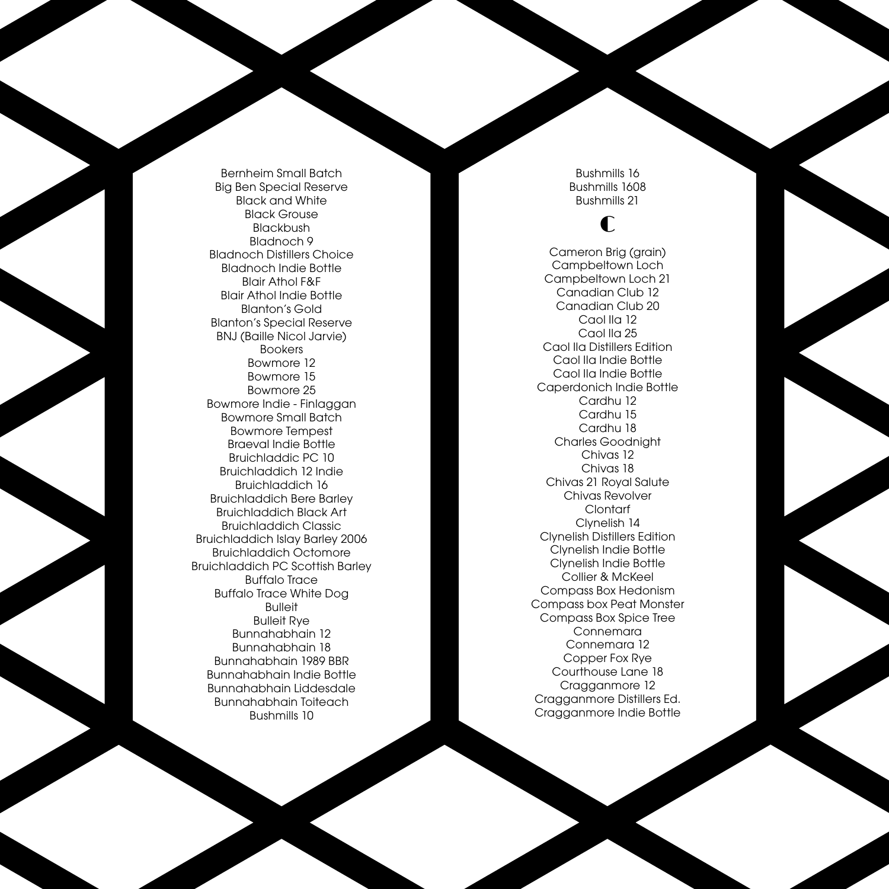Bernheim Small Batch
Big Ben Special Reserve
Black and White
Black Grouse
Blackbush
Bladnoch 9
Bladnoch Distillers Choice
Bladnoch Indie Bottle
Blair Athol F&F
Blair Athol Indie Bottle
Blanton's Gold
Blanton's Special Reserve
BNJ (Baille Nicol Jarvie)
Bookers
Bowmore 12
Bowmore 15
Bowmore 25
Bowmore Indie - Finlaggan
Bowmore Small Batch
Bowmore Tempest
Braeval Indie Bottle
Bruichladdic PC 10
Bruichladdich 12 Indie
Bruichladdich 16
Bruichladdich Bere Barley
Bruichladdich Black Art
Bruichladdich Classic
Bruichladdich Islay Barley 2006
Bruichladdich Octomore
Bruichladdich PC Scottish Barley
Buffalo Trace
Buffalo Trace White Dog
Bulleit
Bulleit Rye
Bunnahabhain 12
Bunnahabhain 18
Bunnahabhain 1989 BBR
Bunnahabhain Indie Bottle
Bunnahabhain Liddesdale
Bunnahabhain Toiteach
Bushmills 10
Bushmills 16
Bushmills 1608
Bushmills 21

## C

Cameron Brig (grain)
Campbeltown Loch
Campbeltown Loch 21
Canadian Club 12
Canadian Club 20
Caol Ila 12
Caol Ila 25
Caol Ila Distillers Edition
Caol Ila Indie Bottle
Caol Ila Indie Bottle
Caperdonich Indie Bottle
Cardhu 12
Cardhu 15
Cardhu 18
Charles Goodnight
Chivas 12
Chivas 18
Chivas 21 Royal Salute
Chivas Revolver
Clontarf
Clynelish 14
Clynelish Distillers Edition
Clynelish Indie Bottle
Clynelish Indie Bottle
Collier & McKeel
Compass Box Hedonism
Compass box Peat Monster
Compass Box Spice Tree
Connemara
Connemara 12
Copper Fox Rye
Courthouse Lane 18
Cragganmore 12
Cragganmore Distillers Ed.
Cragganmore Indie Bottle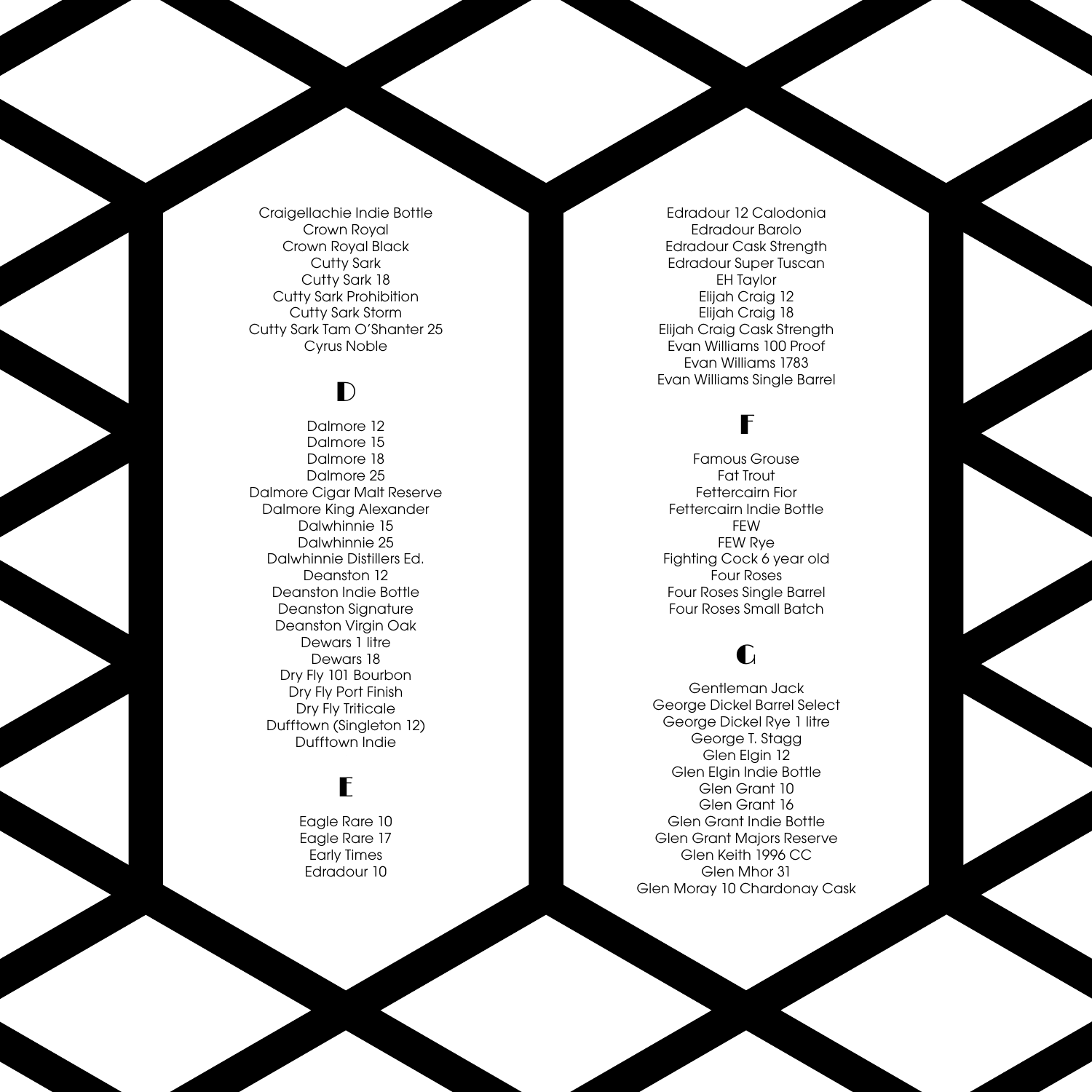Craigellachie Indie Bottle
Crown Royal
Crown Royal Black
Cutty Sark
Cutty Sark 18
Cutty Sark Prohibition
Cutty Sark Storm
Cutty Sark Tam O'Shanter 25
Cyrus Noble

## D

Dalmore 12
Dalmore 15
Dalmore 18
Dalmore 25
Dalmore Cigar Malt Reserve
Dalmore King Alexander
Dalwhinnie 15
Dalwhinnie 25
Dalwhinnie Distillers Ed.
Deanston 12
Deanston Indie Bottle
Deanston Signature
Deanston Virgin Oak
Dewars 1 litre
Dewars 18
Dry Fly 101 Bourbon
Dry Fly Port Finish
Dry Fly Triticale
Dufftown (Singleton 12)
Dufftown Indie

## E

Eagle Rare 10
Eagle Rare 17
Early Times
Edradour 10
Edradour 12 Calodonia
Edradour Barolo
Edradour Cask Strength
Edradour Super Tuscan
EH Taylor
Elijah Craig 12
Elijah Craig 18
Elijah Craig Cask Strength
Evan Williams 100 Proof
Evan Williams 1783
Evan Williams Single Barrel

## F

Famous Grouse
Fat Trout
Fettercairn Fior
Fettercairn Indie Bottle
FEW
FEW Rye
Fighting Cock 6 year old
Four Roses
Four Roses Single Barrel
Four Roses Small Batch

## G

Gentleman Jack
George Dickel Barrel Select
George Dickel Rye 1 litre
George T. Stagg
Glen Elgin 12
Glen Elgin Indie Bottle
Glen Grant 10
Glen Grant 16
Glen Grant Indie Bottle
Glen Grant Majors Reserve
Glen Keith 1996 CC
Glen Mhor 31
Glen Moray 10 Chardonay Cask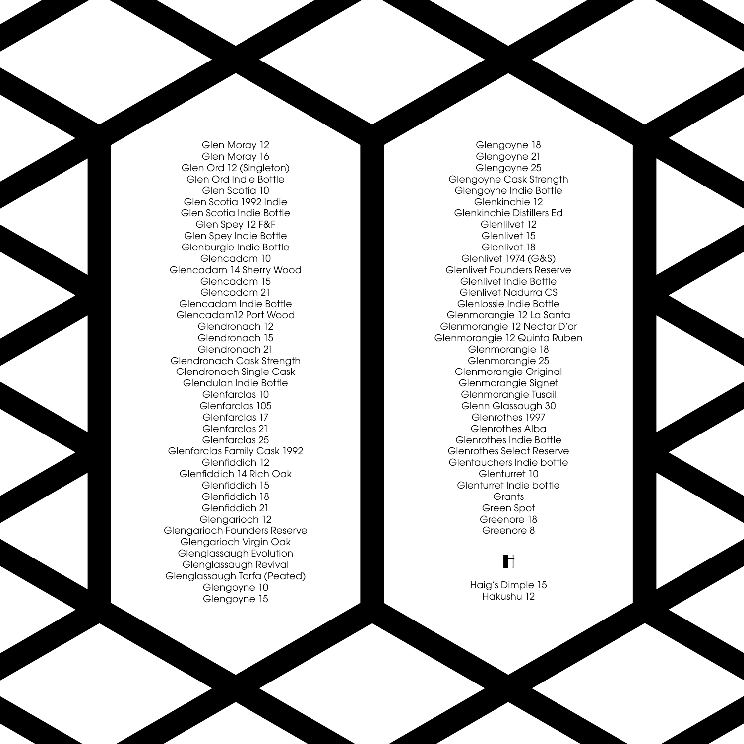Glen Moray 12
Glen Moray 16
Glen Ord 12 (Singleton)
Glen Ord Indie Bottle
Glen Scotia 10
Glen Scotia 1992 Indie
Glen Scotia Indie Bottle
Glen Spey 12 F&F
Glen Spey Indie Bottle
Glenburgie Indie Bottle
Glencadam 10
Glencadam 14 Sherry Wood
Glencadam 15
Glencadam 21
Glencadam Indie Bottle
Glencadam12 Port Wood
Glendronach 12
Glendronach 15
Glendronach 21
Glendronach Cask Strength
Glendronach Single Cask
Glendulan Indie Bottle
Glenfarclas 10
Glenfarclas 105
Glenfarclas 17
Glenfarclas 21
Glenfarclas 25
Glenfarclas Family Cask 1992
Glenfiddich 12
Glenfiddich 14 Rich Oak
Glenfiddich 15
Glenfiddich 18
Glenfiddich 21
Glengarioch 12
Glengarioch Founders Reserve
Glengarioch Virgin Oak
Glenglassaugh Evolution
Glenglassaugh Revival
Glenglassaugh Torfa (Peated)
Glengoyne 10
Glengoyne 15
Glengoyne 18
Glengoyne 21
Glengoyne 25
Glengoyne Cask Strength
Glengoyne Indie Bottle
Glenkinchie 12
Glenkinchie Distillers Ed
Glenlilvet 12
Glenlivet 15
Glenlivet 18
Glenlivet 1974 (G&S)
Glenlivet Founders Reserve
Glenlivet Indie Bottle
Glenlivet Nadurra CS
Glenlossie Indie Bottle
Glenmorangie 12 La Santa
Glenmorangie 12 Nectar D'or
Glenmorangie 12 Quinta Ruben
Glenmorangie 18
Glenmorangie 25
Glenmorangie Original
Glenmorangie Signet
Glenmorangie Tusail
Glenn Glassaugh 30
Glenrothes 1997
Glenrothes Alba
Glenrothes Indie Bottle
Glenrothes Select Reserve
Glentauchers Indie bottle
Glenturret 10
Glenturret Indie bottle
Grants
Green Spot
Greenore 18
Greenore 8

## H

Haig's Dimple 15
Hakushu 12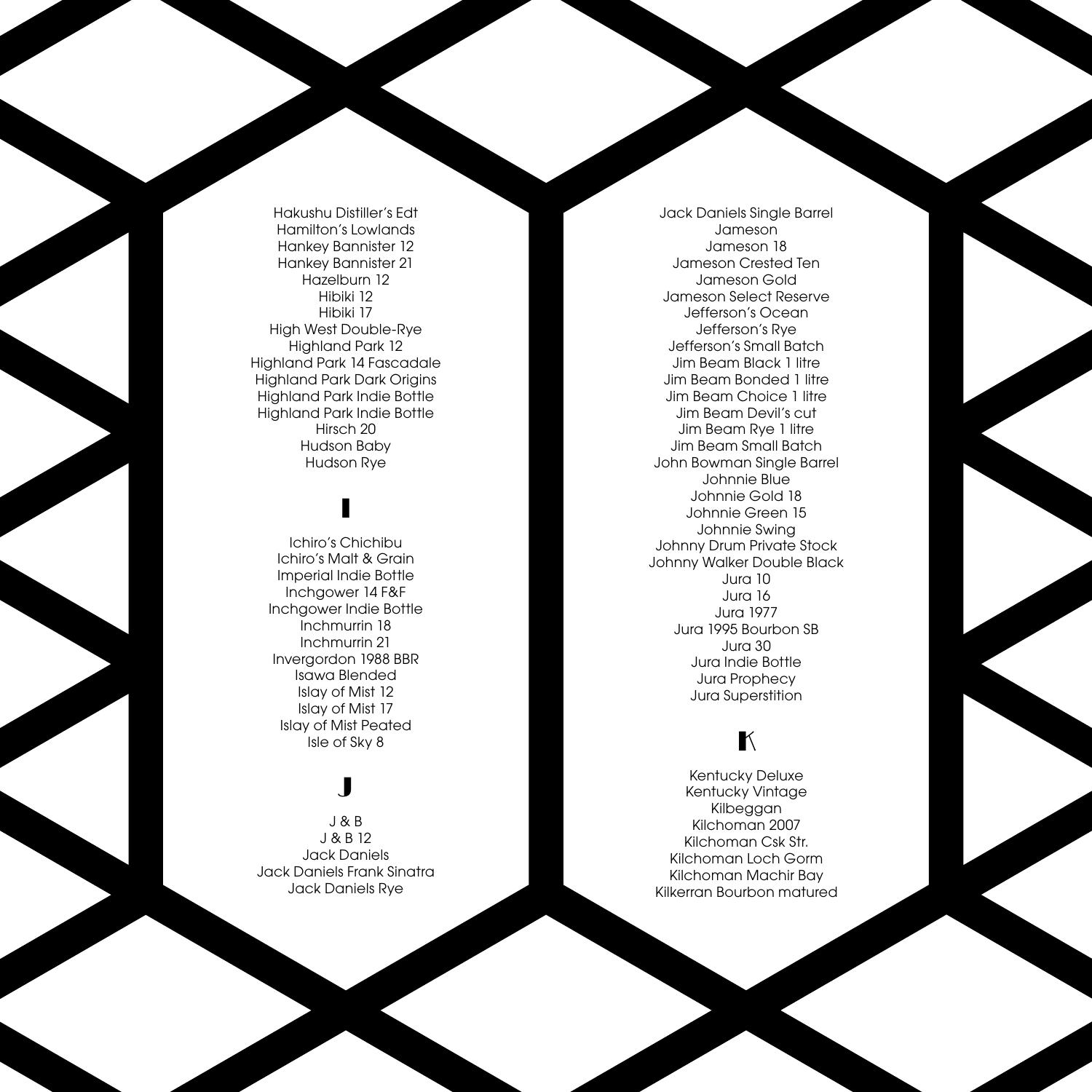Hakushu Distiller's Edt
Hamilton's Lowlands
Hankey Bannister 12
Hankey Bannister 21
Hazelburn 12
Hibiki 12
Hibiki 17
High West Double-Rye
Highland Park 12
Highland Park 14 Fascadale
Highland Park Dark Origins
Highland Park Indie Bottle
Highland Park Indie Bottle
Hirsch 20
Hudson Baby
Hudson Rye

## I

Ichiro's Chichibu
Ichiro's Malt & Grain
Imperial Indie Bottle
Inchgower 14 F&F
Inchgower Indie Bottle
Inchmurrin 18
Inchmurrin 21
Invergordon 1988 BBR
Isawa Blended
Islay of Mist 12
Islay of Mist 17
Islay of Mist Peated
Isle of Sky 8

## J

J & B
J & B 12
Jack Daniels
Jack Daniels Frank Sinatra
Jack Daniels Rye
Jack Daniels Single Barrel
Jameson
Jameson 18
Jameson Crested Ten
Jameson Gold
Jameson Select Reserve
Jefferson's Ocean
Jefferson's Rye
Jefferson's Small Batch
Jim Beam Black 1 litre
Jim Beam Bonded 1 litre
Jim Beam Choice 1 litre
Jim Beam Devil's cut
Jim Beam Rye 1 litre
Jim Beam Small Batch
John Bowman Single Barrel
Johnnie Blue
Johnnie Gold 18
Johnnie Green 15
Johnnie Swing
Johnny Drum Private Stock
Johnny Walker Double Black
Jura 10
Jura 16
Jura 1977
Jura 1995 Bourbon SB
Jura 30
Jura Indie Bottle
Jura Prophecy
Jura Superstition

## K

Kentucky Deluxe
Kentucky Vintage
Kilbeggan
Kilchoman 2007
Kilchoman Csk Str.
Kilchoman Loch Gorm
Kilchoman Machir Bay
Kilkerran Bourbon matured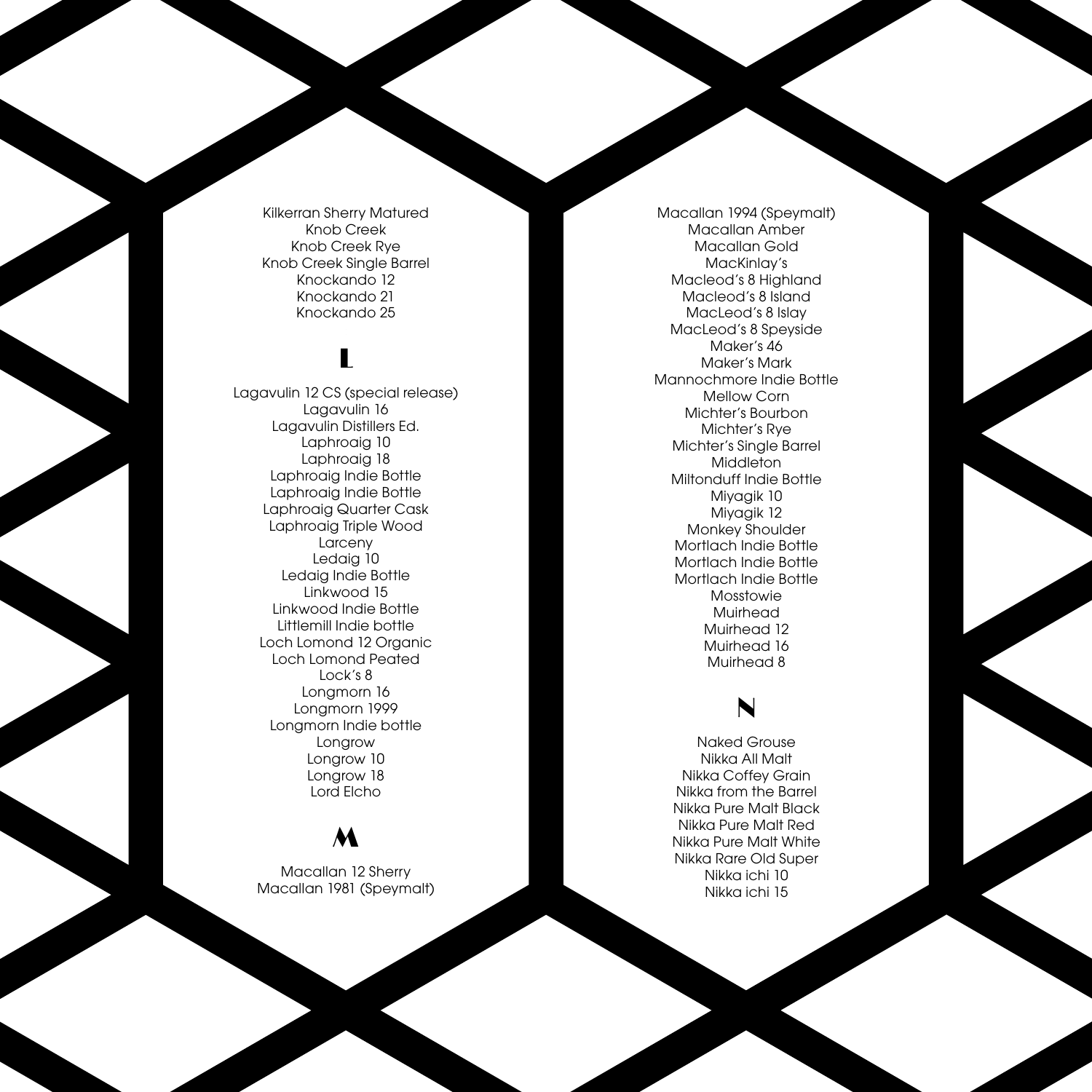Kilkerran Sherry Matured
Knob Creek
Knob Creek Rye
Knob Creek Single Barrel
Knockando 12
Knockando 21
Knockando 25

## L

Lagavulin 12 CS (special release)
Lagavulin 16
Lagavulin Distillers Ed.
Laphroaig 10
Laphroaig 18
Laphroaig Indie Bottle
Laphroaig Indie Bottle
Laphroaig Quarter Cask
Laphroaig Triple Wood
Larceny
Ledaig 10
Ledaig Indie Bottle
Linkwood 15
Linkwood Indie Bottle
Littlemill Indie bottle
Loch Lomond 12 Organic
Loch Lomond Peated
Lock's 8
Longmorn 16
Longmorn 1999
Longmorn Indie bottle
Longrow
Longrow 10
Longrow 18
Lord Elcho

## M

Macallan 12 Sherry
Macallan 1981 (Speymalt)
Macallan 1994 (Speymalt)
Macallan Amber
Macallan Gold
MacKinlay's
Macleod's 8 Highland
Macleod's 8 Island
MacLeod's 8 Islay
MacLeod's 8 Speyside
Maker's 46
Maker's Mark
Mannochmore Indie Bottle
Mellow Corn
Michter's Bourbon
Michter's Rye
Michter's Single Barrel
Middleton
Miltonduff Indie Bottle
Miyagik 10
Miyagik 12
Monkey Shoulder
Mortlach Indie Bottle
Mortlach Indie Bottle
Mortlach Indie Bottle
Mosstowie
Muirhead
Muirhead 12
Muirhead 16
Muirhead 8

## N

Naked Grouse
Nikka All Malt
Nikka Coffey Grain
Nikka from the Barrel
Nikka Pure Malt Black
Nikka Pure Malt Red
Nikka Pure Malt White
Nikka Rare Old Super
Nikka ichi 10
Nikka ichi 15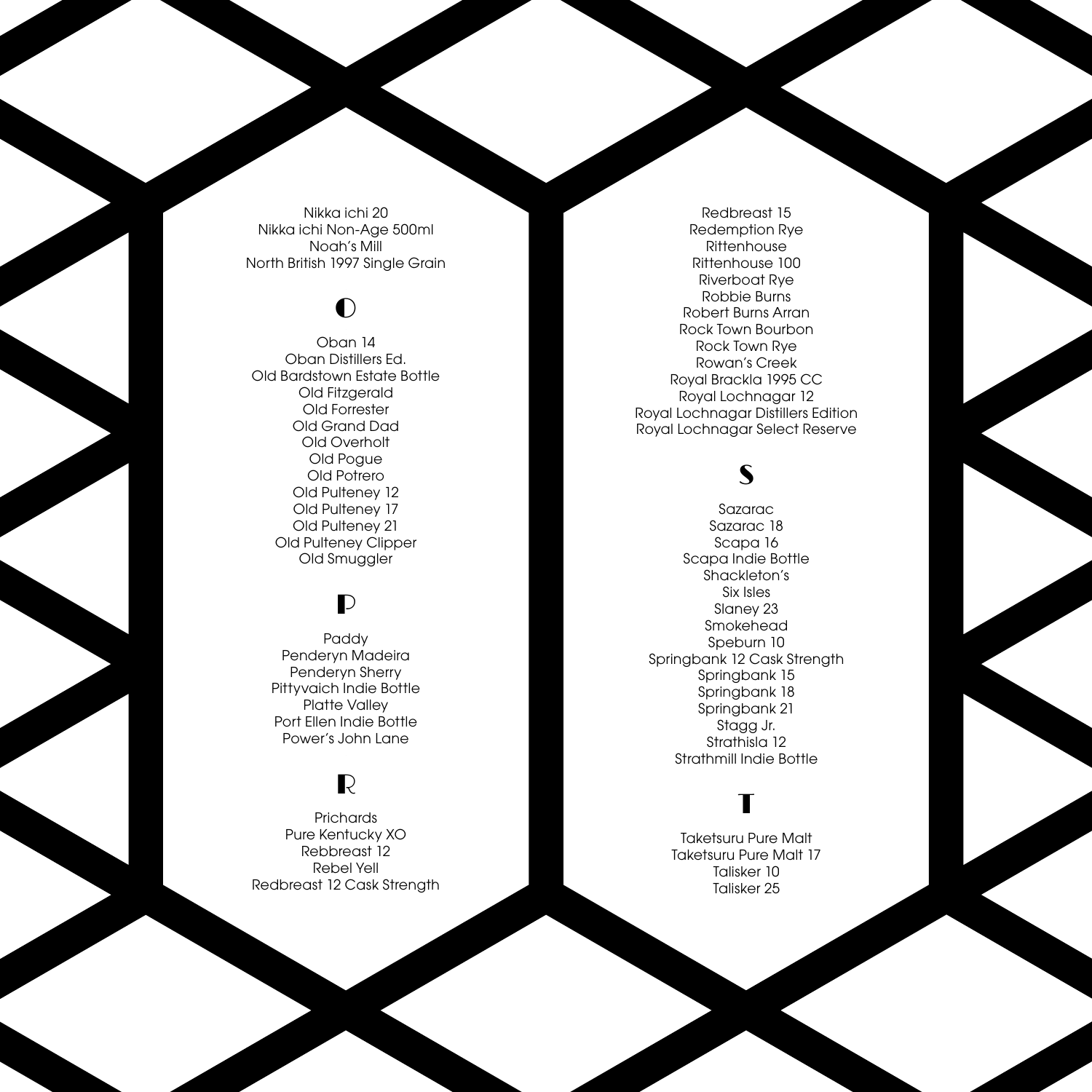Nikka ichi 20
Nikka ichi Non-Age 500ml
Noah's Mill
North British 1997 Single Grain

## O

Oban 14
Oban Distillers Ed.
Old Bardstown Estate Bottle
Old Fitzgerald
Old Forrester
Old Grand Dad
Old Overholt
Old Pogue
Old Potrero
Old Pulteney 12
Old Pulteney 17
Old Pulteney 21
Old Pulteney Clipper
Old Smuggler

## P

Paddy
Penderyn Madeira
Penderyn Sherry
Pittyvaich Indie Bottle
Platte Valley
Port Ellen Indie Bottle
Power's John Lane

## R

Prichards
Pure Kentucky XO
Rebbreast 12
Rebel Yell
Redbreast 12 Cask Strength
Redbreast 15
Redemption Rye
Rittenhouse
Rittenhouse 100
Riverboat Rye
Robbie Burns
Robert Burns Arran
Rock Town Bourbon
Rock Town Rye
Rowan's Creek
Royal Brackla 1995 CC
Royal Lochnagar 12
Royal Lochnagar Distillers Edition
Royal Lochnagar Select Reserve

## S

Sazarac
Sazarac 18
Scapa 16
Scapa Indie Bottle
Shackleton's
Six Isles
Slaney 23
Smokehead
Speburn 10
Springbank 12 Cask Strength
Springbank 15
Springbank 18
Springbank 21
Stagg Jr.
Strathisla 12
Strathmill Indie Bottle

## T

Taketsuru Pure Malt
Taketsuru Pure Malt 17
Talisker 10
Talisker 25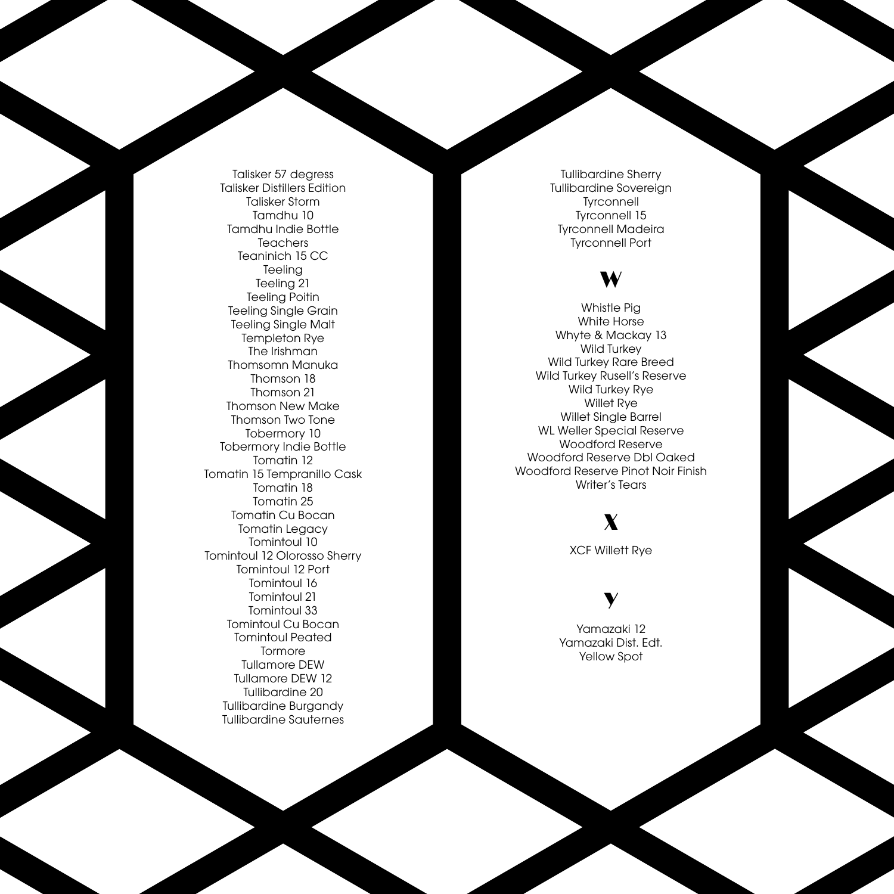Talisker 57 degress
Talisker Distillers Edition
Talisker Storm
Tamdhu 10
Tamdhu Indie Bottle
Teachers
Teaninich 15 CC
Teeling
Teeling 21
Teeling Poitin
Teeling Single Grain
Teeling Single Malt
Templeton Rye
The Irishman
Thomsomn Manuka
Thomson 18
Thomson 21
Thomson New Make
Thomson Two Tone
Tobermory 10
Tobermory Indie Bottle
Tomatin 12
Tomatin 15 Tempranillo Cask
Tomatin 18
Tomatin 25
Tomatin Cu Bocan
Tomatin Legacy
Tomintoul 10
Tomintoul 12 Olorosso Sherry
Tomintoul 12 Port
Tomintoul 16
Tomintoul 21
Tomintoul 33
Tomintoul Cu Bocan
Tomintoul Peated
Tormore
Tullamore DEW
Tullamore DEW 12
Tullibardine 20
Tullibardine Burgandy
Tullibardine Sauternes
Tullibardine Sherry
Tullibardine Sovereign
Tyrconnell
Tyrconnell 15
Tyrconnell Madeira
Tyrconnell Port

## W

Whistle Pig
White Horse
Whyte & Mackay 13
Wild Turkey
Wild Turkey Rare Breed
Wild Turkey Rusell's Reserve
Wild Turkey Rye
Willet Rye
Willet Single Barrel
WL Weller Special Reserve
Woodford Reserve
Woodford Reserve Dbl Oaked
Woodford Reserve Pinot Noir Finish
Writer's Tears

## X

XCF Willett Rye

## Y

Yamazaki 12
Yamazaki Dist. Edt.
Yellow Spot